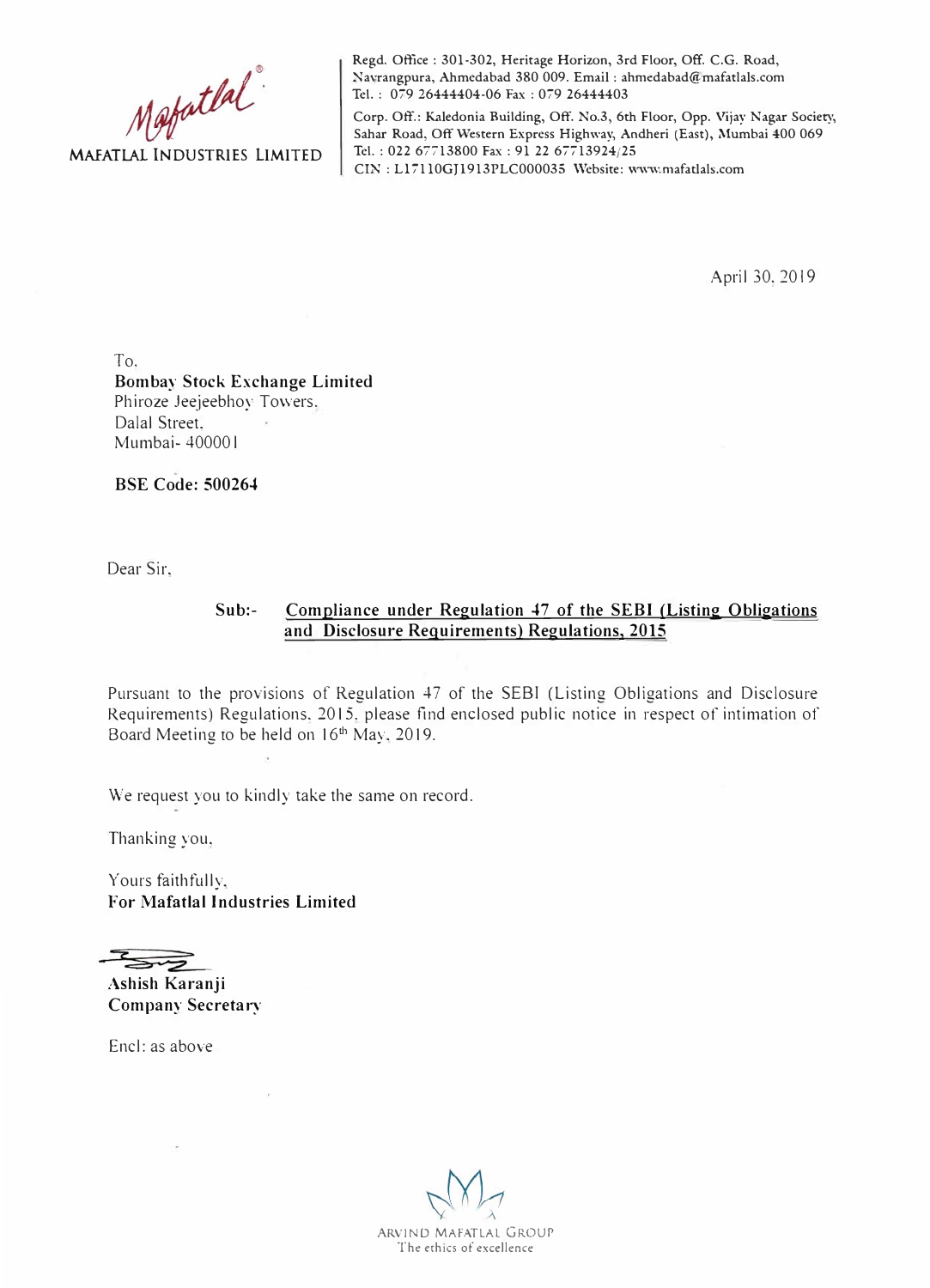Mafatlal®

**MAFATLAL INDUSTRIES LIMITED**

Regd. Office : 301-302, Heritage Horizon, 3rd Floor, Off. C.G. Road, Navrangpura, Ahmedabad 380 009. Email : ahmedabad@mafatlals.com
Tel. : 079 26444404-06 Fax : 079 26444403

Corp. Off.: Kaledonia Building, Off. No.3, 6th Floor, Opp. Vijay Nagar Society, Sahar Road, Off Western Express Highway, Andheri (East), Mumbai 400 069
Tel. : 022 67713800 Fax : 91 22 67713924/25
CIN : L17110GJ1913PLC000035 Website: www.mafatlals.com

April 30, 2019

To,
**Bombay Stock Exchange Limited**
Phiroze Jeejeebhoy Towers,
Dalal Street,
Mumbai- 400001

**BSE Code: 500264**

Dear Sir,

**Sub:-** **Compliance under Regulation 47 of the SEBI (Listing Obligations and Disclosure Requirements) Regulations, 2015**

Pursuant to the provisions of Regulation 47 of the SEBI (Listing Obligations and Disclosure Requirements) Regulations, 2015, please find enclosed public notice in respect of intimation of Board Meeting to be held on 16th May, 2019.

We request you to kindly take the same on record.

Thanking you,

Yours faithfully,
**For Mafatlal Industries Limited**

**Ashish Karanji**
**Company Secretary**

Encl: as above

ARVIND MAFATLAL GROUP
The ethics of excellence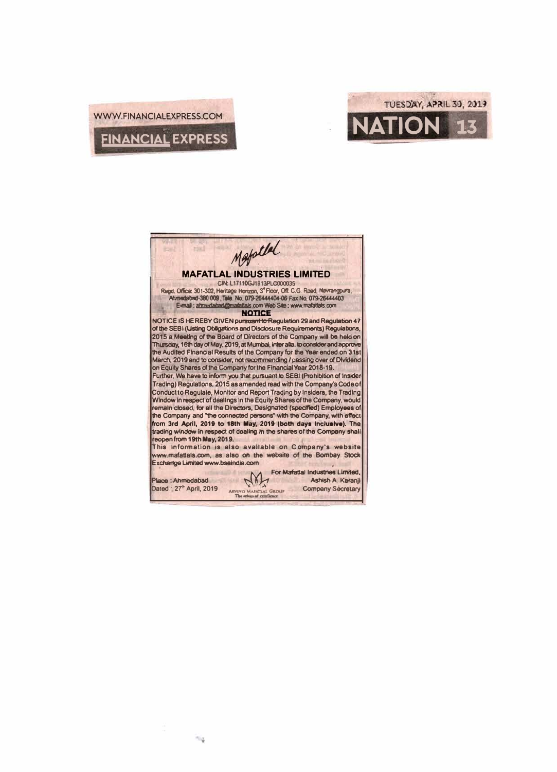WWW.FINANCIALEXPRESS.COM

FINANCIAL EXPRESS

TUESDAY, APRIL 30, 2019

NATION 13

Mafatlal

## MAFATLAL INDUSTRIES LIMITED

CIN: L17110GJ1913PLC000035

Regd. Office: 301-302, Heritage Horizon, 3rd Floor, Off: C.G. Road, Navrangpura, Ahmedabad-380 009, Tele. No. 079-26444404-06 Fax No. 079-26444403

E-mail: ahmedabad@mafatlals.com Web Site: www.mafatlals.com

### NOTICE

NOTICE IS HEREBY GIVEN pursuant to Regulation 29 and Regulation 47 of the SEBI (Listing Obligations and Disclosure Requirements) Regulations, 2015 a Meeting of the Board of Directors of the Company will be held on Thursday, 16th day of May, 2019, at Mumbai, inter alia, to consider and approve the Audited Financial Results of the Company for the Year ended on 31st March, 2019 and to consider, not recommending / passing over of Dividend on Equity Shares of the Company for the Financial Year 2018-19.

Further, We have to inform you that pursuant to SEBI (Prohibition of Insider Trading) Regulations, 2015 as amended read with the Company's Code of Conduct to Regulate, Monitor and Report Trading by Insiders, the Trading Window in respect of dealings in the Equity Shares of the Company, would remain closed, for all the Directors, Designated (specified) Employees of the Company and "the connected persons" with the Company, with effect from **3rd April, 2019 to 18th May, 2019 (both days inclusive)**. The trading window in respect of dealing in the shares of the Company shall reopen from **19th May, 2019.**

This information is also available on Company's website www.mafatlals.com, as also on the website of the Bombay Stock Exchange Limited www.bseindia.com

Place : Ahmedabad
Dated : 27th April, 2019

ARVIND MAFATLAL GROUP
The ethics of excellence

For Mafatlal Industries Limited,
Ashish A. Karanji
Company Secretary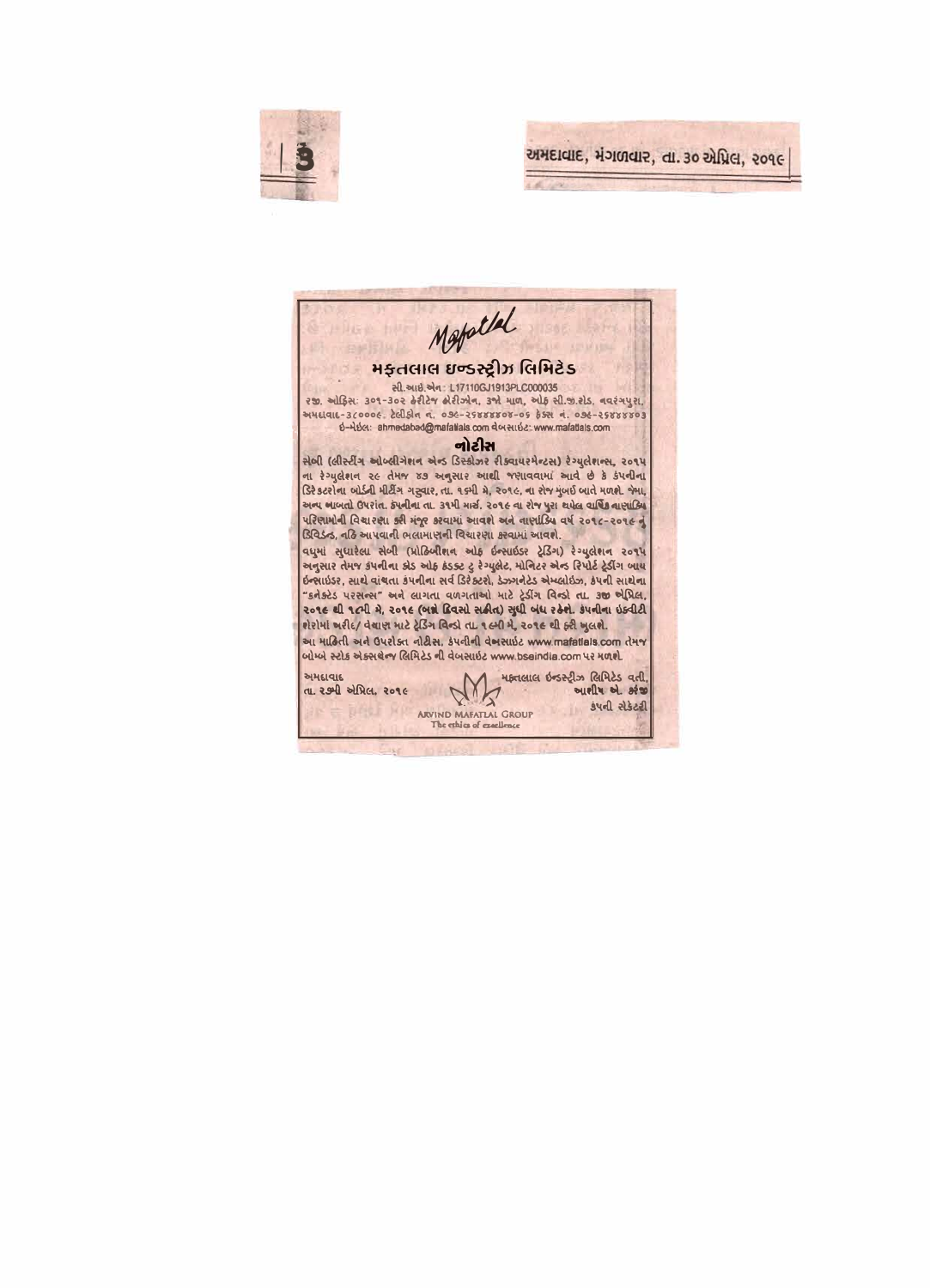અમદાવાદ, મંગળવાર, તા. ૩૦ એપ્રિલ, ૨૦૧૯

Mafatlal

# મફતલાલ ઇન્ડસ્ટ્રીઝ લિમિટેડ

સી.આઇ.એન.: L17110GJ1913PLC000035

રજી. ઓફિસ: ૩૦૧-૩૦૨ હેરીટેજ હોરીઝોન, ૩જો માળ, ઓફ સી.જી.રોડ, નવરંગપુરા, અમદાવાદ-૩૮૦૦૦૯. ટેલીફોન નં. ૦૭૯-૨૬૪૪૪૪૦૪-૦૬ ફેક્સ નં. ૦૭૯-૨૬૪૪૪૪૦૩

ઇ-મેઇલ: ahmedabad@mafatlals.com વેબસાઇટ: www.mafatlals.com

## નોટીસ

સેબી (લીસ્ટીંગ ઓબ્લીગેશન એન્ડ ડિસ્કોઝર રીક્વાયરમેન્ટસ) રેગ્યુલેશન્સ, ૨૦૧૫ ના રેગ્યુલેશન ૨૯ તેમજ ૪૭ અનુસાર આથી જણાવવામાં આવે છે કે કંપનીના ડિરેક્ટરોના બોર્ડની મીટીંગ ગુરૂવાર, તા. ૧૬મી મે, ૨૦૧૯, ના રોજ મુંબઈ ખાતે મળશે. જેમા, અન્ય બાબતો ઉપરાંત, કંપનીના તા. ૩૧મી માર્ચ, ૨૦૧૯ ના રોજ પુરા થયેલ વાર્ષિક નાણાંકિય પરિણામોની વિચારણા કરી મંજૂર કરવામાં આવશે અને નાણાંકિય વર્ષ ૨૦૧૮-૨૦૧૯ નું ડિવિડન્ડ, નહિ આપવાની ભલામણની વિચારણા કરવામાં આવશે.

વધુમાં સુધારેલા સેબી (પ્રોહિબીશન ઓફ ઇન્સાઇડર ટ્રેડીંગ) રેગ્યુલેશન ૨૦૧૫ અનુસાર તેમજ કંપનીના કોડ ઓફ કંડક્ટ ટુ રેગ્યુલેટ, મોનિટર એન્ડ રિપોર્ટ ટ્રેડીંગ બાય ઇન્સાઇડર, સાથે વાંચતા કંપનીના સર્વ ડિરેક્ટરો, ડેઝ્ગનેટેડ એમ્પ્લોઇઝ, કંપની સાથેના "કનેક્ટેડ પરસન્સ" અને લાગતા વળગતાઓ માટે ટ્રેડીંગ વિન્ડો તા. ૩જી એપ્રિલ, **૨૦૧૯ થી ૧૮મી મે, ૨૦૧૯ (બન્ને દિવસો સહીત) સુધી બંધ રહેશે. કંપનીના ઇક્વીટી શેરોમાં ખરીદ/ વેચાણ માટે ટ્રેડીંગ વિન્ડો તા. ૧૯મી મે, ૨૦૧૯ થી ફરી ખુલશે.**

આ માહિતી અને ઉપરોક્ત નોટીસ, કંપનીની વેબસાઇટ www.mafatlals.com તેમજ બોમ્બે સ્ટોક એક્સચેન્જ લિમિટેડ ની વેબસાઇટ www.bseindia.com પર મળશે.

અમદાવાદ
તા. ૨૭મી એપ્રિલ, ૨૦૧૯

મફતલાલ ઇન્ડસ્ટ્રીઝ લિમિટેડ વતી,
આશીષ એ. કરંજી
કંપની સેક્રેટરી

ARVIND MAFATLAL GROUP
The ethics of excellence